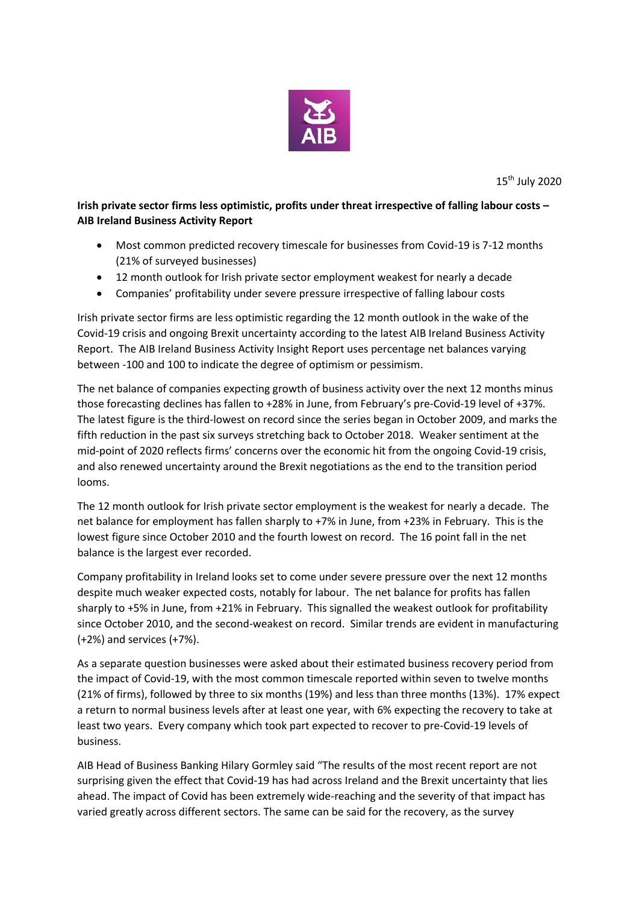15th July 2020

**Irish private sector firms less optimistic, profits under threat irrespective of falling labour costs – AIB Ireland Business Activity Report**

- Most common predicted recovery timescale for businesses from Covid-19 is 7-12 months (21% of surveyed businesses)
- 12 month outlook for Irish private sector employment weakest for nearly a decade
- Companies' profitability under severe pressure irrespective of falling labour costs

Irish private sector firms are less optimistic regarding the 12 month outlook in the wake of the Covid-19 crisis and ongoing Brexit uncertainty according to the latest AIB Ireland Business Activity Report. The AIB Ireland Business Activity Insight Report uses percentage net balances varying between -100 and 100 to indicate the degree of optimism or pessimism.

The net balance of companies expecting growth of business activity over the next 12 months minus those forecasting declines has fallen to +28% in June, from February's pre-Covid-19 level of +37%. The latest figure is the third-lowest on record since the series began in October 2009, and marks the fifth reduction in the past six surveys stretching back to October 2018. Weaker sentiment at the mid-point of 2020 reflects firms' concerns over the economic hit from the ongoing Covid-19 crisis, and also renewed uncertainty around the Brexit negotiations as the end to the transition period looms.

The 12 month outlook for Irish private sector employment is the weakest for nearly a decade. The net balance for employment has fallen sharply to +7% in June, from +23% in February. This is the lowest figure since October 2010 and the fourth lowest on record. The 16 point fall in the net balance is the largest ever recorded.

Company profitability in Ireland looks set to come under severe pressure over the next 12 months despite much weaker expected costs, notably for labour. The net balance for profits has fallen sharply to +5% in June, from +21% in February. This signalled the weakest outlook for profitability since October 2010, and the second-weakest on record. Similar trends are evident in manufacturing (+2%) and services (+7%).

As a separate question businesses were asked about their estimated business recovery period from the impact of Covid-19, with the most common timescale reported within seven to twelve months (21% of firms), followed by three to six months (19%) and less than three months (13%). 17% expect a return to normal business levels after at least one year, with 6% expecting the recovery to take at least two years. Every company which took part expected to recover to pre-Covid-19 levels of business.

AIB Head of Business Banking Hilary Gormley said "The results of the most recent report are not surprising given the effect that Covid-19 has had across Ireland and the Brexit uncertainty that lies ahead. The impact of Covid has been extremely wide-reaching and the severity of that impact has varied greatly across different sectors. The same can be said for the recovery, as the survey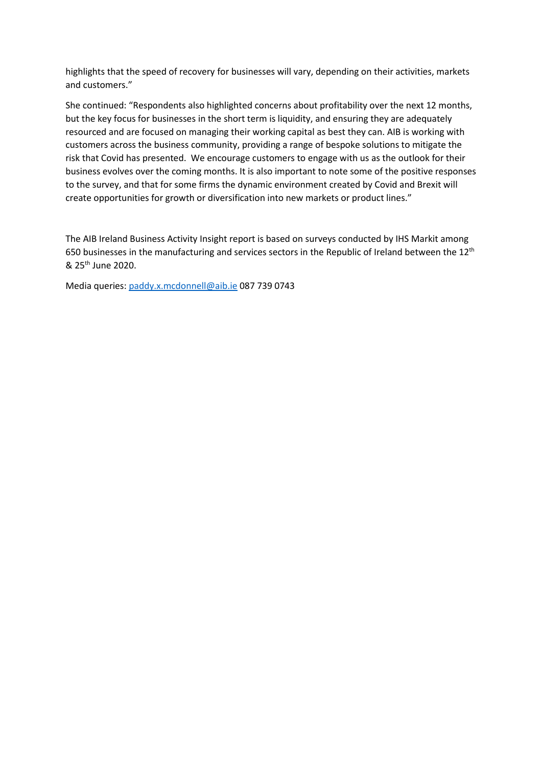highlights that the speed of recovery for businesses will vary, depending on their activities, markets and customers."

She continued: "Respondents also highlighted concerns about profitability over the next 12 months, but the key focus for businesses in the short term is liquidity, and ensuring they are adequately resourced and are focused on managing their working capital as best they can. AIB is working with customers across the business community, providing a range of bespoke solutions to mitigate the risk that Covid has presented. We encourage customers to engage with us as the outlook for their business evolves over the coming months. It is also important to note some of the positive responses to the survey, and that for some firms the dynamic environment created by Covid and Brexit will create opportunities for growth or diversification into new markets or product lines."

The AIB Ireland Business Activity Insight report is based on surveys conducted by IHS Markit among 650 businesses in the manufacturing and services sectors in the Republic of Ireland between the 12th & 25th June 2020.

Media queries: paddy.x.mcdonnell@aib.ie 087 739 0743